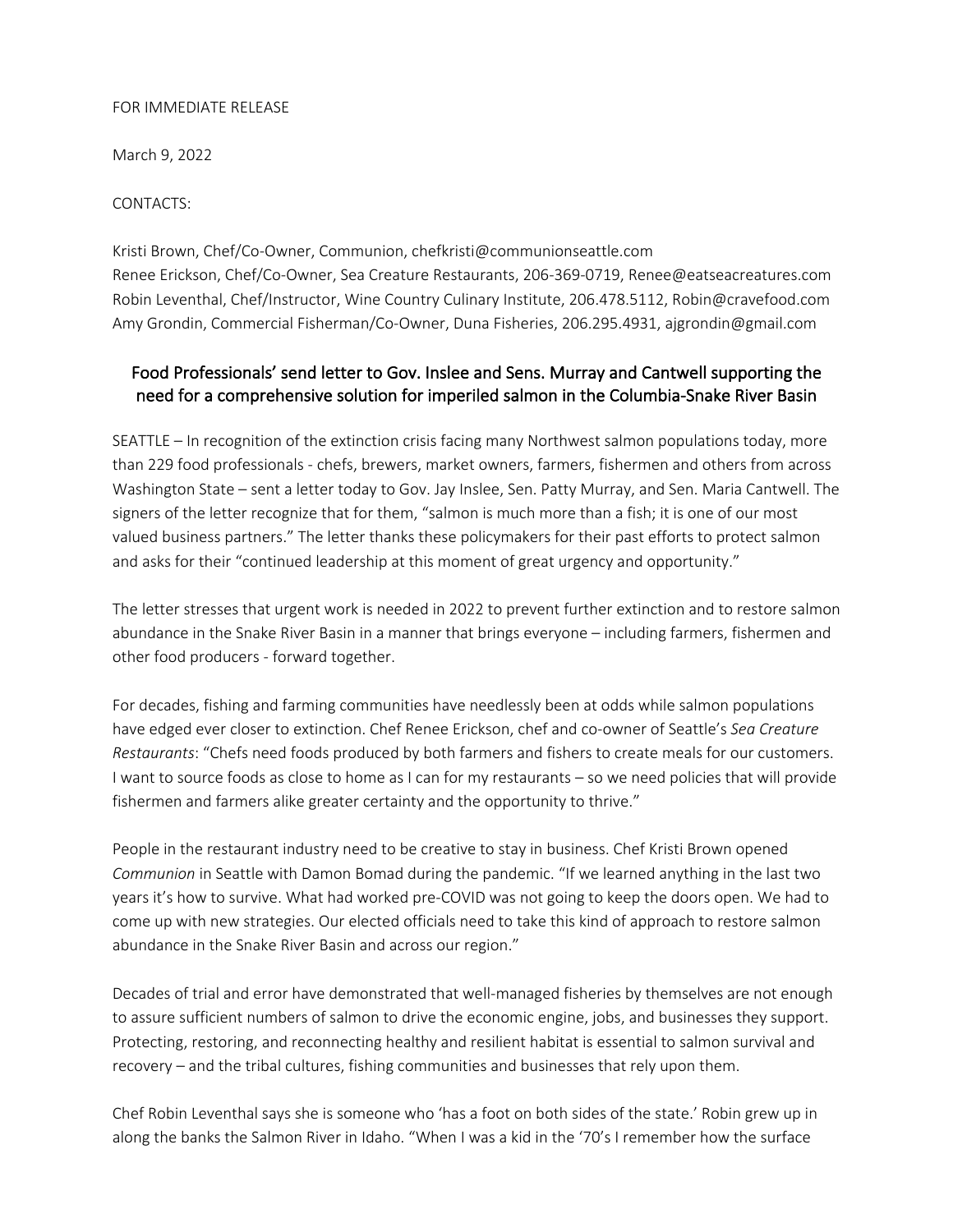FOR IMMEDIATE RELEASE

March 9, 2022

CONTACTS:

Kristi Brown, Chef/Co-Owner, Communion, chefkristi@communionseattle.com
Renee Erickson, Chef/Co-Owner, Sea Creature Restaurants, 206-369-0719, Renee@eatseacreatures.com
Robin Leventhal, Chef/Instructor, Wine Country Culinary Institute, 206.478.5112, Robin@cravefood.com
Amy Grondin, Commercial Fisherman/Co-Owner, Duna Fisheries, 206.295.4931, ajgrondin@gmail.com

## Food Professionals' send letter to Gov. Inslee and Sens. Murray and Cantwell supporting the need for a comprehensive solution for imperiled salmon in the Columbia-Snake River Basin

SEATTLE – In recognition of the extinction crisis facing many Northwest salmon populations today, more than 229 food professionals - chefs, brewers, market owners, farmers, fishermen and others from across Washington State – sent a letter today to Gov. Jay Inslee, Sen. Patty Murray, and Sen. Maria Cantwell. The signers of the letter recognize that for them, "salmon is much more than a fish; it is one of our most valued business partners." The letter thanks these policymakers for their past efforts to protect salmon and asks for their "continued leadership at this moment of great urgency and opportunity."

The letter stresses that urgent work is needed in 2022 to prevent further extinction and to restore salmon abundance in the Snake River Basin in a manner that brings everyone – including farmers, fishermen and other food producers - forward together.

For decades, fishing and farming communities have needlessly been at odds while salmon populations have edged ever closer to extinction. Chef Renee Erickson, chef and co-owner of Seattle's *Sea Creature Restaurants*: "Chefs need foods produced by both farmers and fishers to create meals for our customers. I want to source foods as close to home as I can for my restaurants – so we need policies that will provide fishermen and farmers alike greater certainty and the opportunity to thrive."

People in the restaurant industry need to be creative to stay in business. Chef Kristi Brown opened *Communion* in Seattle with Damon Bomad during the pandemic. "If we learned anything in the last two years it's how to survive. What had worked pre-COVID was not going to keep the doors open. We had to come up with new strategies. Our elected officials need to take this kind of approach to restore salmon abundance in the Snake River Basin and across our region."

Decades of trial and error have demonstrated that well-managed fisheries by themselves are not enough to assure sufficient numbers of salmon to drive the economic engine, jobs, and businesses they support. Protecting, restoring, and reconnecting healthy and resilient habitat is essential to salmon survival and recovery – and the tribal cultures, fishing communities and businesses that rely upon them.

Chef Robin Leventhal says she is someone who 'has a foot on both sides of the state.' Robin grew up in along the banks the Salmon River in Idaho. "When I was a kid in the '70's I remember how the surface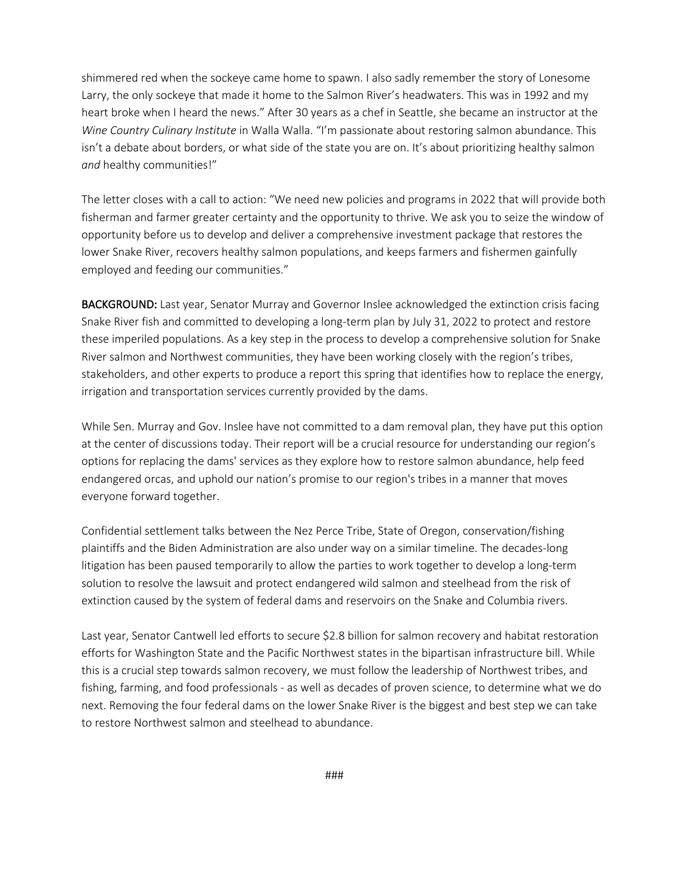shimmered red when the sockeye came home to spawn. I also sadly remember the story of Lonesome Larry, the only sockeye that made it home to the Salmon River's headwaters. This was in 1992 and my heart broke when I heard the news." After 30 years as a chef in Seattle, she became an instructor at the *Wine Country Culinary Institute* in Walla Walla. "I'm passionate about restoring salmon abundance. This isn't a debate about borders, or what side of the state you are on. It's about prioritizing healthy salmon *and* healthy communities!"

The letter closes with a call to action: "We need new policies and programs in 2022 that will provide both fisherman and farmer greater certainty and the opportunity to thrive. We ask you to seize the window of opportunity before us to develop and deliver a comprehensive investment package that restores the lower Snake River, recovers healthy salmon populations, and keeps farmers and fishermen gainfully employed and feeding our communities."

**BACKGROUND:** Last year, Senator Murray and Governor Inslee acknowledged the extinction crisis facing Snake River fish and committed to developing a long-term plan by July 31, 2022 to protect and restore these imperiled populations. As a key step in the process to develop a comprehensive solution for Snake River salmon and Northwest communities, they have been working closely with the region's tribes, stakeholders, and other experts to produce a report this spring that identifies how to replace the energy, irrigation and transportation services currently provided by the dams.

While Sen. Murray and Gov. Inslee have not committed to a dam removal plan, they have put this option at the center of discussions today. Their report will be a crucial resource for understanding our region's options for replacing the dams' services as they explore how to restore salmon abundance, help feed endangered orcas, and uphold our nation's promise to our region's tribes in a manner that moves everyone forward together.

Confidential settlement talks between the Nez Perce Tribe, State of Oregon, conservation/fishing plaintiffs and the Biden Administration are also under way on a similar timeline. The decades-long litigation has been paused temporarily to allow the parties to work together to develop a long-term solution to resolve the lawsuit and protect endangered wild salmon and steelhead from the risk of extinction caused by the system of federal dams and reservoirs on the Snake and Columbia rivers.

Last year, Senator Cantwell led efforts to secure $2.8 billion for salmon recovery and habitat restoration efforts for Washington State and the Pacific Northwest states in the bipartisan infrastructure bill. While this is a crucial step towards salmon recovery, we must follow the leadership of Northwest tribes, and fishing, farming, and food professionals - as well as decades of proven science, to determine what we do next. Removing the four federal dams on the lower Snake River is the biggest and best step we can take to restore Northwest salmon and steelhead to abundance.

###